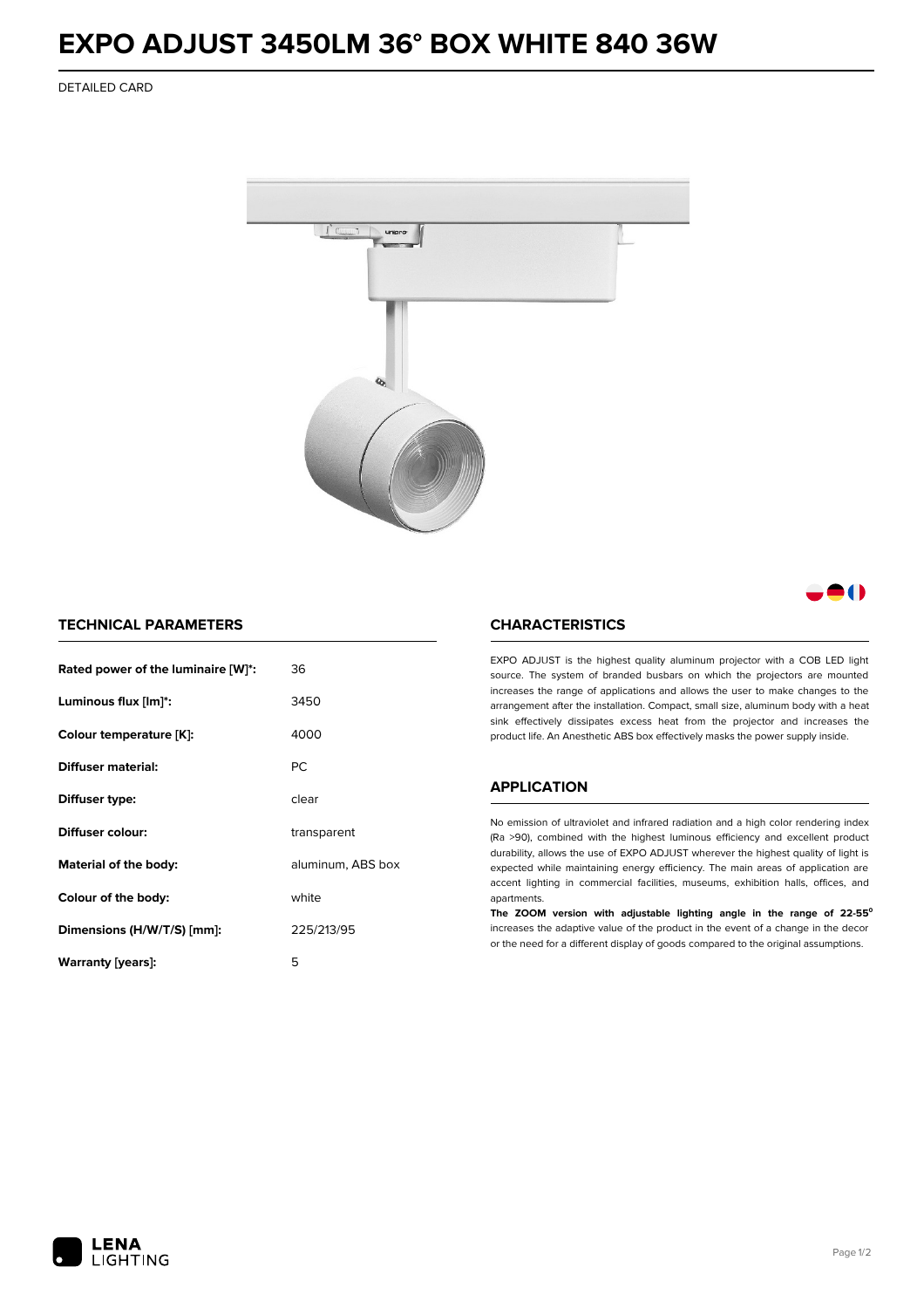# EXPO ADJUST 3450LM 36° BOX WHITE 840 36W

DETAILED CARD

## TECHNICAL PARAMETERS

| | |
|---|---|
| **Rated power of the luminaire [W]*:** | 36 |
| **Luminous flux [lm]*:** | 3450 |
| **Colour temperature [K]:** | 4000 |
| **Diffuser material:** | PC |
| **Diffuser type:** | clear |
| **Diffuser colour:** | transparent |
| **Material of the body:** | aluminum, ABS box |
| **Colour of the body:** | white |
| **Dimensions (H/W/T/S) [mm]:** | 225/213/95 |
| **Warranty [years]:** | 5 |

## CHARACTERISTICS

EXPO ADJUST is the highest quality aluminum projector with a COB LED light source. The system of branded busbars on which the projectors are mounted increases the range of applications and allows the user to make changes to the arrangement after the installation. Compact, small size, aluminum body with a heat sink effectively dissipates excess heat from the projector and increases the product life. An Anesthetic ABS box effectively masks the power supply inside.

## APPLICATION

No emission of ultraviolet and infrared radiation and a high color rendering index (Ra >90), combined with the highest luminous efficiency and excellent product durability, allows the use of EXPO ADJUST wherever the highest quality of light is expected while maintaining energy efficiency. The main areas of application are accent lighting in commercial facilities, museums, exhibition halls, offices, and apartments.

**The ZOOM version with adjustable lighting angle in the range of 22-55°** increases the adaptive value of the product in the event of a change in the decor or the need for a different display of goods compared to the original assumptions.

LENA LIGHTING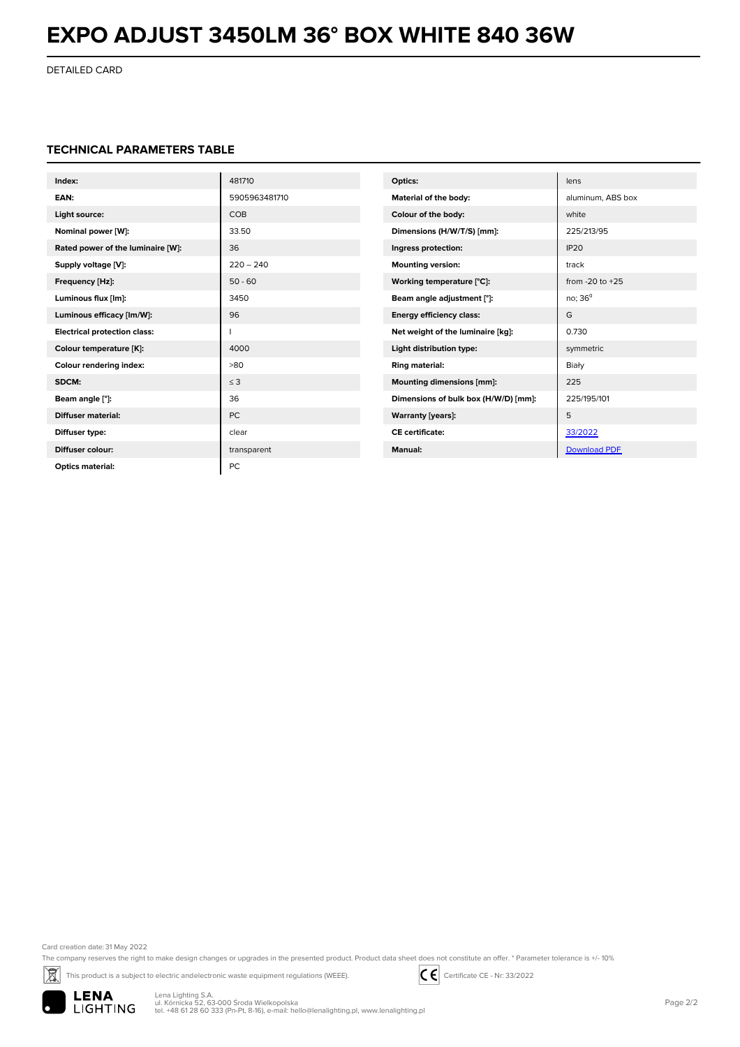# EXPO ADJUST 3450LM 36° BOX WHITE 840 36W

DETAILED CARD

## TECHNICAL PARAMETERS TABLE

| | |
|---|---|
| **Index:** | 481710 |
| **EAN:** | 5905963481710 |
| **Light source:** | COB |
| **Nominal power [W]:** | 33.50 |
| **Rated power of the luminaire [W]:** | 36 |
| **Supply voltage [V]:** | 220 – 240 |
| **Frequency [Hz]:** | 50 - 60 |
| **Luminous flux [lm]:** | 3450 |
| **Luminous efficacy [lm/W]:** | 96 |
| **Electrical protection class:** | I |
| **Colour temperature [K]:** | 4000 |
| **Colour rendering index:** | >80 |
| **SDCM:** | ≤ 3 |
| **Beam angle [°]:** | 36 |
| **Diffuser material:** | PC |
| **Diffuser type:** | clear |
| **Diffuser colour:** | transparent |
| **Optics material:** | PC |

| | |
|---|---|
| **Optics:** | lens |
| **Material of the body:** | aluminum, ABS box |
| **Colour of the body:** | white |
| **Dimensions (H/W/T/S) [mm]:** | 225/213/95 |
| **Ingress protection:** | IP20 |
| **Mounting version:** | track |
| **Working temperature [°C]:** | from -20 to +25 |
| **Beam angle adjustment [°]:** | no; 36° |
| **Energy efficiency class:** | G |
| **Net weight of the luminaire [kg]:** | 0.730 |
| **Light distribution type:** | symmetric |
| **Ring material:** | Biały |
| **Mounting dimensions [mm]:** | 225 |
| **Dimensions of bulk box (H/W/D) [mm]:** | 225/195/101 |
| **Warranty [years]:** | 5 |
| **CE certificate:** | 33/2022 |
| **Manual:** | Download PDF |

Card creation date: 31 May 2022

The company reserves the right to make design changes or upgrades in the presented product. Product data sheet does not constitute an offer. * Parameter tolerance is +/- 10%

This product is a subject to electric andelectronic waste equipment regulations (WEEE).

Certificate CE - Nr: 33/2022

Lena Lighting S.A.
ul. Kórnicka 52, 63-000 Środa Wielkopolska
tel. +48 61 28 60 333 (Pn-Pt, 8-16), e-mail: hello@lenalighting.pl, www.lenalighting.pl